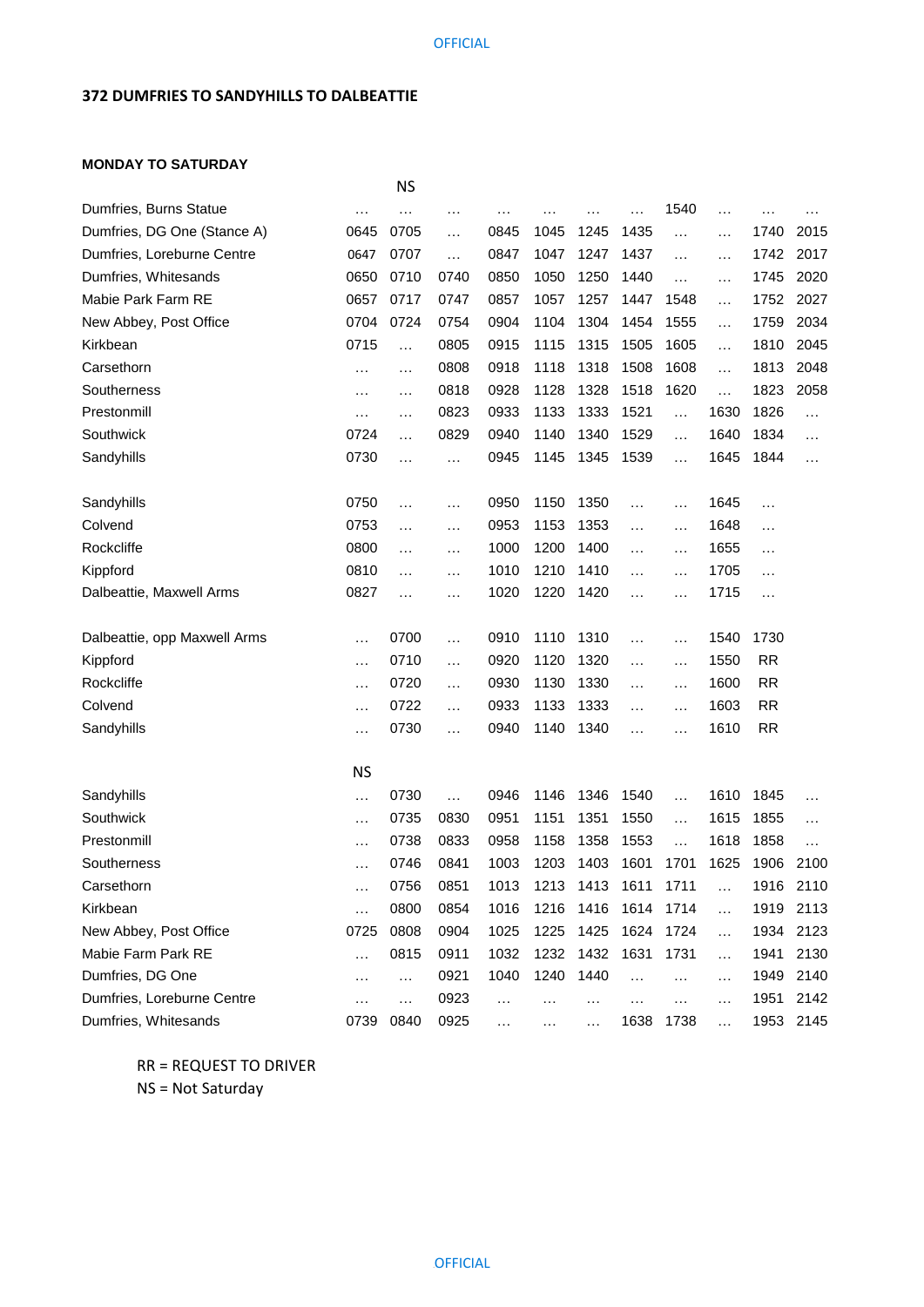### 372 DUMFRIES TO SANDYHILLS TO DALBEATTIE

**MONDAY TO SATURDAY**

| | | NS | | | | | | | | | |
|---|---|---|---|---|---|---|---|---|---|---|---|
| Dumfries, Burns Statue | … | … | … | … | … | … | … | 1540 | … | … | … |
| Dumfries, DG One (Stance A) | 0645 | 0705 | … | 0845 | 1045 | 1245 | 1435 | … | … | 1740 | 2015 |
| Dumfries, Loreburne Centre | 0647 | 0707 | … | 0847 | 1047 | 1247 | 1437 | … | … | 1742 | 2017 |
| Dumfries, Whitesands | 0650 | 0710 | 0740 | 0850 | 1050 | 1250 | 1440 | … | … | 1745 | 2020 |
| Mabie Park Farm RE | 0657 | 0717 | 0747 | 0857 | 1057 | 1257 | 1447 | 1548 | … | 1752 | 2027 |
| New Abbey, Post Office | 0704 | 0724 | 0754 | 0904 | 1104 | 1304 | 1454 | 1555 | … | 1759 | 2034 |
| Kirkbean | 0715 | … | 0805 | 0915 | 1115 | 1315 | 1505 | 1605 | … | 1810 | 2045 |
| Carsethorn | … | … | 0808 | 0918 | 1118 | 1318 | 1508 | 1608 | … | 1813 | 2048 |
| Southerness | … | … | 0818 | 0928 | 1128 | 1328 | 1518 | 1620 | … | 1823 | 2058 |
| Prestonmill | … | … | 0823 | 0933 | 1133 | 1333 | 1521 | … | 1630 | 1826 | … |
| Southwick | 0724 | … | 0829 | 0940 | 1140 | 1340 | 1529 | … | 1640 | 1834 | … |
| Sandyhills | 0730 | … | … | 0945 | 1145 | 1345 | 1539 | … | 1645 | 1844 | … |
| | | | | | | | | | | | |
| Sandyhills | 0750 | … | … | 0950 | 1150 | 1350 | … | … | 1645 | … | |
| Colvend | 0753 | … | … | 0953 | 1153 | 1353 | … | … | 1648 | … | |
| Rockcliffe | 0800 | … | … | 1000 | 1200 | 1400 | … | … | 1655 | … | |
| Kippford | 0810 | … | … | 1010 | 1210 | 1410 | … | … | 1705 | … | |
| Dalbeattie, Maxwell Arms | 0827 | … | … | 1020 | 1220 | 1420 | … | … | 1715 | … | |
| | | | | | | | | | | | |
| Dalbeattie, opp Maxwell Arms | … | 0700 | … | 0910 | 1110 | 1310 | … | … | 1540 | 1730 | |
| Kippford | … | 0710 | … | 0920 | 1120 | 1320 | … | … | 1550 | RR | |
| Rockcliffe | … | 0720 | … | 0930 | 1130 | 1330 | … | … | 1600 | RR | |
| Colvend | … | 0722 | … | 0933 | 1133 | 1333 | … | … | 1603 | RR | |
| Sandyhills | … | 0730 | … | 0940 | 1140 | 1340 | … | … | 1610 | RR | |
| | | | | | | | | | | | |
| | NS | | | | | | | | | | |
| Sandyhills | … | 0730 | … | 0946 | 1146 | 1346 | 1540 | … | 1610 | 1845 | … |
| Southwick | … | 0735 | 0830 | 0951 | 1151 | 1351 | 1550 | … | 1615 | 1855 | … |
| Prestonmill | … | 0738 | 0833 | 0958 | 1158 | 1358 | 1553 | … | 1618 | 1858 | … |
| Southerness | … | 0746 | 0841 | 1003 | 1203 | 1403 | 1601 | 1701 | 1625 | 1906 | 2100 |
| Carsethorn | … | 0756 | 0851 | 1013 | 1213 | 1413 | 1611 | 1711 | … | 1916 | 2110 |
| Kirkbean | … | 0800 | 0854 | 1016 | 1216 | 1416 | 1614 | 1714 | … | 1919 | 2113 |
| New Abbey, Post Office | 0725 | 0808 | 0904 | 1025 | 1225 | 1425 | 1624 | 1724 | … | 1934 | 2123 |
| Mabie Farm Park RE | … | 0815 | 0911 | 1032 | 1232 | 1432 | 1631 | 1731 | … | 1941 | 2130 |
| Dumfries, DG One | … | … | 0921 | 1040 | 1240 | 1440 | … | … | … | 1949 | 2140 |
| Dumfries, Loreburne Centre | … | … | 0923 | … | … | … | … | … | … | 1951 | 2142 |
| Dumfries, Whitesands | 0739 | 0840 | 0925 | … | … | … | 1638 | 1738 | … | 1953 | 2145 |

RR = REQUEST TO DRIVER
NS = Not Saturday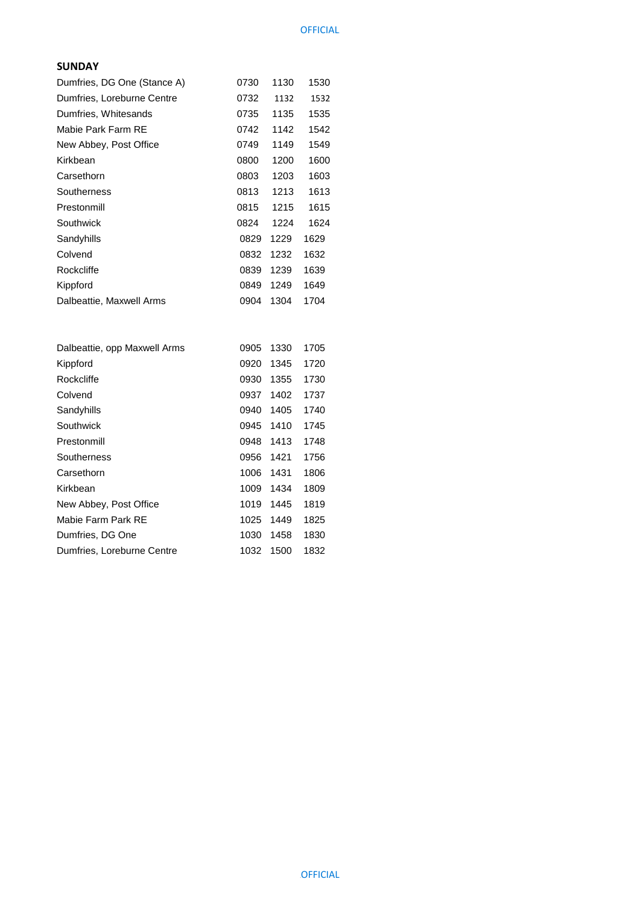## SUNDAY

| | | | |
|---|---|---|---|
| Dumfries, DG One (Stance A) | 0730 | 1130 | 1530 |
| Dumfries, Loreburne Centre | 0732 | 1132 | 1532 |
| Dumfries, Whitesands | 0735 | 1135 | 1535 |
| Mabie Park Farm RE | 0742 | 1142 | 1542 |
| New Abbey, Post Office | 0749 | 1149 | 1549 |
| Kirkbean | 0800 | 1200 | 1600 |
| Carsethorn | 0803 | 1203 | 1603 |
| Southerness | 0813 | 1213 | 1613 |
| Prestonmill | 0815 | 1215 | 1615 |
| Southwick | 0824 | 1224 | 1624 |
| Sandyhills | 0829 | 1229 | 1629 |
| Colvend | 0832 | 1232 | 1632 |
| Rockcliffe | 0839 | 1239 | 1639 |
| Kippford | 0849 | 1249 | 1649 |
| Dalbeattie, Maxwell Arms | 0904 | 1304 | 1704 |

| | | | |
|---|---|---|---|
| Dalbeattie, opp Maxwell Arms | 0905 | 1330 | 1705 |
| Kippford | 0920 | 1345 | 1720 |
| Rockcliffe | 0930 | 1355 | 1730 |
| Colvend | 0937 | 1402 | 1737 |
| Sandyhills | 0940 | 1405 | 1740 |
| Southwick | 0945 | 1410 | 1745 |
| Prestonmill | 0948 | 1413 | 1748 |
| Southerness | 0956 | 1421 | 1756 |
| Carsethorn | 1006 | 1431 | 1806 |
| Kirkbean | 1009 | 1434 | 1809 |
| New Abbey, Post Office | 1019 | 1445 | 1819 |
| Mabie Farm Park RE | 1025 | 1449 | 1825 |
| Dumfries, DG One | 1030 | 1458 | 1830 |
| Dumfries, Loreburne Centre | 1032 | 1500 | 1832 |